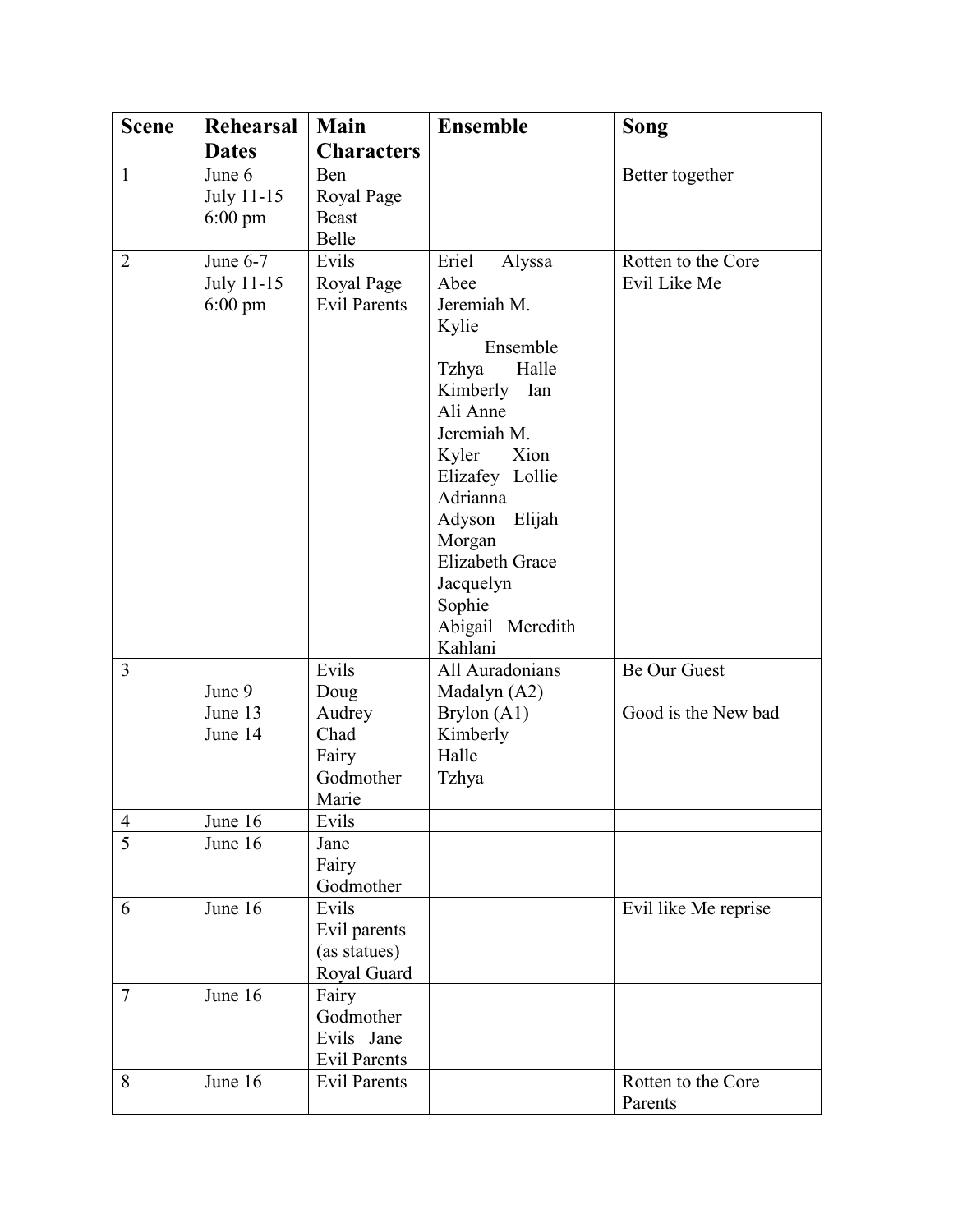| Scene | Rehearsal Dates | Main Characters | Ensemble | Song |
|---|---|---|---|---|
| 1 | June 6<br>July 11-15<br>6:00 pm | Ben<br>Royal Page<br>Beast<br>Belle | | Better together |
| 2 | June 6-7<br>July 11-15<br>6:00 pm | Evils<br>Royal Page<br>Evil Parents | Eriel Alyssa<br>Abee<br>Jeremiah M.<br>Kylie<br>Ensemble<br>Tzhya Halle<br>Kimberly Ian<br>Ali Anne<br>Jeremiah M.<br>Kyler Xion<br>Elizafey Lollie<br>Adrianna<br>Adyson Elijah<br>Morgan<br>Elizabeth Grace<br>Jacquelyn<br>Sophie<br>Abigail Meredith<br>Kahlani | Rotten to the Core<br>Evil Like Me |
| 3 | June 9<br>June 13<br>June 14 | Evils<br>Doug<br>Audrey<br>Chad<br>Fairy Godmother<br>Marie | All Auradonians<br>Madalyn (A2)<br>Brylon (A1)<br>Kimberly<br>Halle<br>Tzhya | Be Our Guest<br><br>Good is the New bad |
| 4 | June 16 | Evils | | |
| 5 | June 16 | Jane<br>Fairy Godmother | | |
| 6 | June 16 | Evils<br>Evil parents (as statues)<br>Royal Guard | | Evil like Me reprise |
| 7 | June 16 | Fairy Godmother<br>Evils Jane<br>Evil Parents | | |
| 8 | June 16 | Evil Parents | | Rotten to the Core Parents |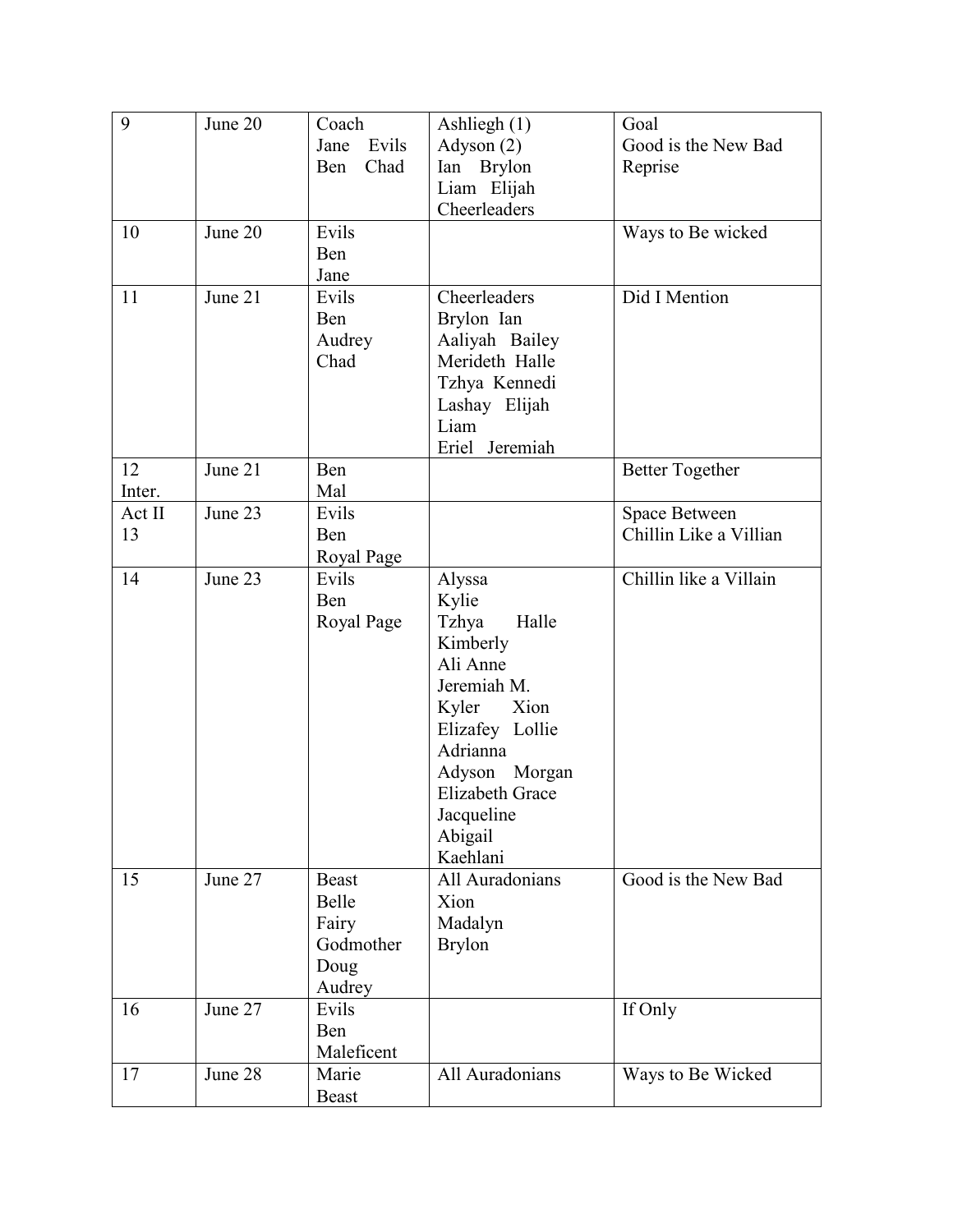| 9 | June 20 | Coach<br>Jane Evils<br>Ben Chad | Ashliegh (1)<br>Adyson (2)<br>Ian Brylon<br>Liam Elijah<br>Cheerleaders | Goal<br>Good is the New Bad<br>Reprise |
|---|---|---|---|---|
| 10 | June 20 | Evils<br>Ben<br>Jane | | Ways to Be wicked |
| 11 | June 21 | Evils<br>Ben<br>Audrey<br>Chad | Cheerleaders<br>Brylon Ian<br>Aaliyah Bailey<br>Merideth Halle<br>Tzhya Kennedi<br>Lashay Elijah<br>Liam<br>Eriel Jeremiah | Did I Mention |
| 12<br>Inter. | June 21 | Ben<br>Mal | | Better Together |
| Act II<br>13 | June 23 | Evils<br>Ben<br>Royal Page | | Space Between<br>Chillin Like a Villian |
| 14 | June 23 | Evils<br>Ben<br>Royal Page | Alyssa<br>Kylie<br>Tzhya Halle<br>Kimberly<br>Ali Anne<br>Jeremiah M.<br>Kyler Xion<br>Elizafey Lollie<br>Adrianna<br>Adyson Morgan<br>Elizabeth Grace<br>Jacqueline<br>Abigail<br>Kaehlani | Chillin like a Villain |
| 15 | June 27 | Beast<br>Belle<br>Fairy<br>Godmother<br>Doug<br>Audrey | All Auradonians<br>Xion<br>Madalyn<br>Brylon | Good is the New Bad |
| 16 | June 27 | Evils<br>Ben<br>Maleficent | | If Only |
| 17 | June 28 | Marie<br>Beast | All Auradonians | Ways to Be Wicked |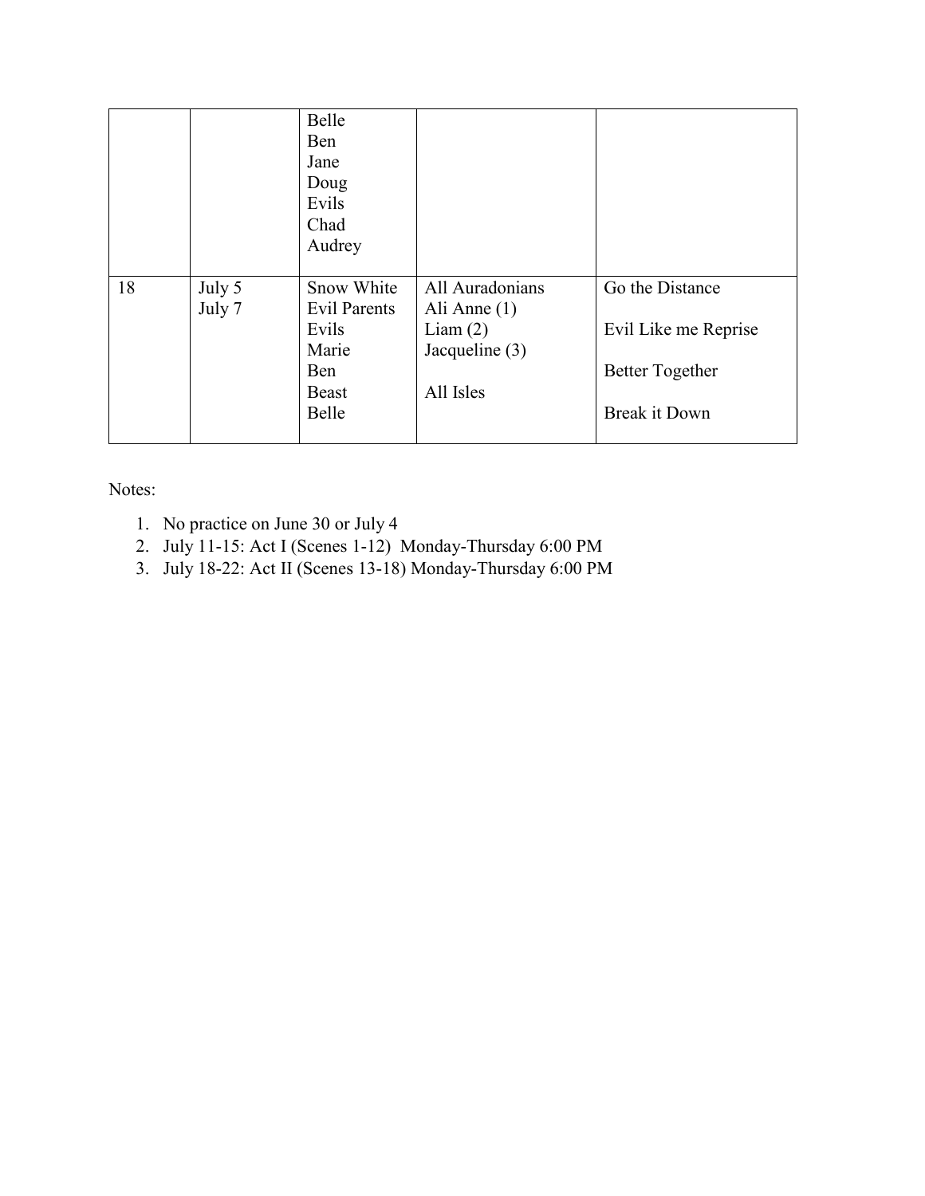| | | | | |
|---|---|---|---|---|
| | | Belle<br>Ben<br>Jane<br>Doug<br>Evils<br>Chad<br>Audrey | | |
| 18 | July 5<br>July 7 | Snow White<br>Evil Parents<br>Evils<br>Marie<br>Ben<br>Beast<br>Belle | All Auradonians<br>Ali Anne (1)<br>Liam (2)<br>Jacqueline (3)<br><br>All Isles | Go the Distance<br><br>Evil Like me Reprise<br><br>Better Together<br><br>Break it Down |

Notes:

1. No practice on June 30 or July 4
2. July 11-15: Act I (Scenes 1-12) Monday-Thursday 6:00 PM
3. July 18-22: Act II (Scenes 13-18) Monday-Thursday 6:00 PM